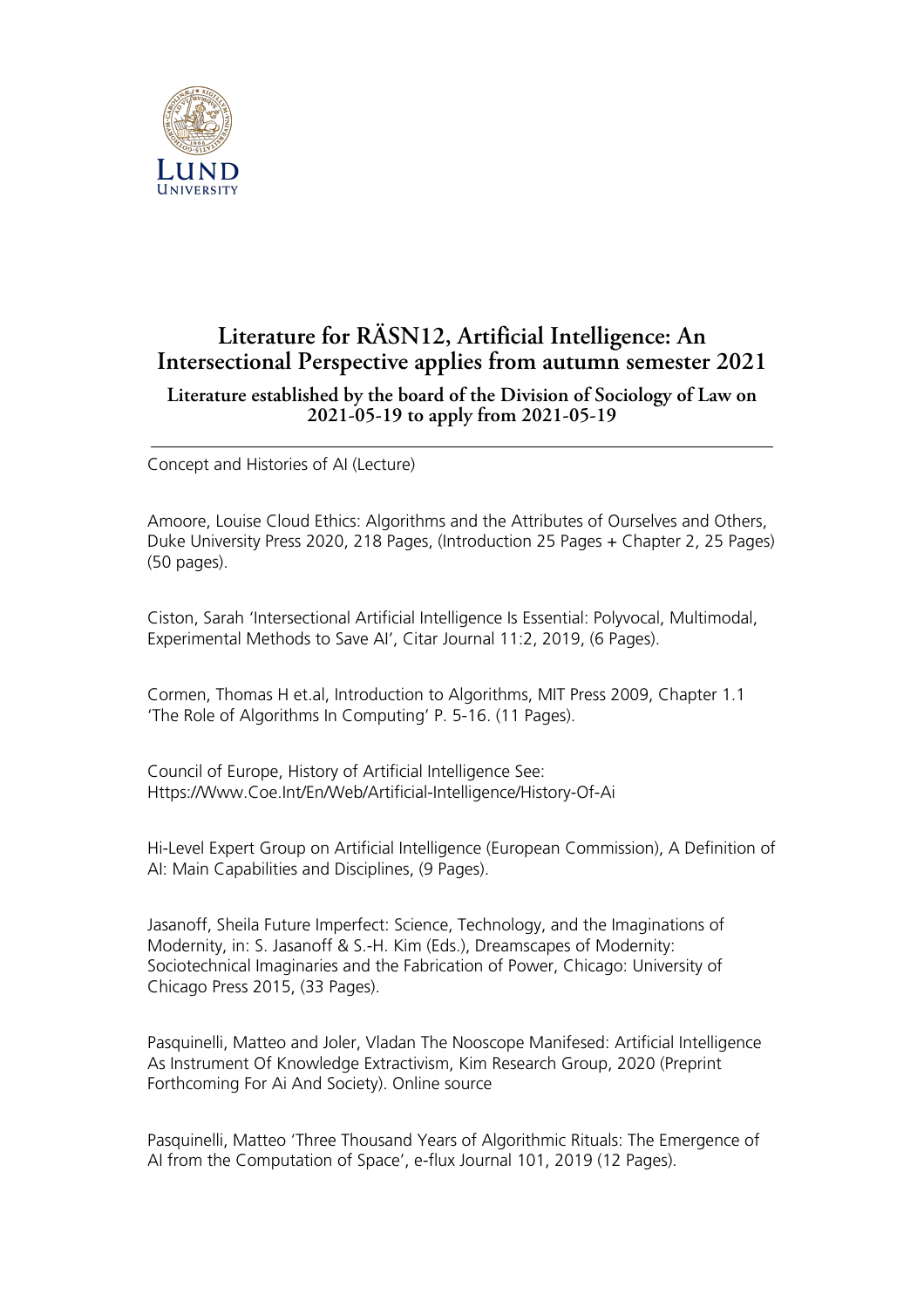# Literature for RÄSN12, Artificial Intelligence: An Intersectional Perspective applies from autumn semester 2021

### Literature established by the board of the Division of Sociology of Law on 2021-05-19 to apply from 2021-05-19

---

Concept and Histories of AI (Lecture)

Amoore, Louise Cloud Ethics: Algorithms and the Attributes of Ourselves and Others, Duke University Press 2020, 218 Pages, (Introduction 25 Pages + Chapter 2, 25 Pages) (50 pages).

Ciston, Sarah 'Intersectional Artificial Intelligence Is Essential: Polyvocal, Multimodal, Experimental Methods to Save AI', Citar Journal 11:2, 2019, (6 Pages).

Cormen, Thomas H et.al, Introduction to Algorithms, MIT Press 2009, Chapter 1.1 'The Role of Algorithms In Computing' P. 5-16. (11 Pages).

Council of Europe, History of Artificial Intelligence See: Https://Www.Coe.Int/En/Web/Artificial-Intelligence/History-Of-Ai

Hi-Level Expert Group on Artificial Intelligence (European Commission), A Definition of AI: Main Capabilities and Disciplines, (9 Pages).

Jasanoff, Sheila Future Imperfect: Science, Technology, and the Imaginations of Modernity, in: S. Jasanoff & S.-H. Kim (Eds.), Dreamscapes of Modernity: Sociotechnical Imaginaries and the Fabrication of Power, Chicago: University of Chicago Press 2015, (33 Pages).

Pasquinelli, Matteo and Joler, Vladan The Nooscope Manifesed: Artificial Intelligence As Instrument Of Knowledge Extractivism, Kim Research Group, 2020 (Preprint Forthcoming For Ai And Society). Online source

Pasquinelli, Matteo 'Three Thousand Years of Algorithmic Rituals: The Emergence of AI from the Computation of Space', e-flux Journal 101, 2019 (12 Pages).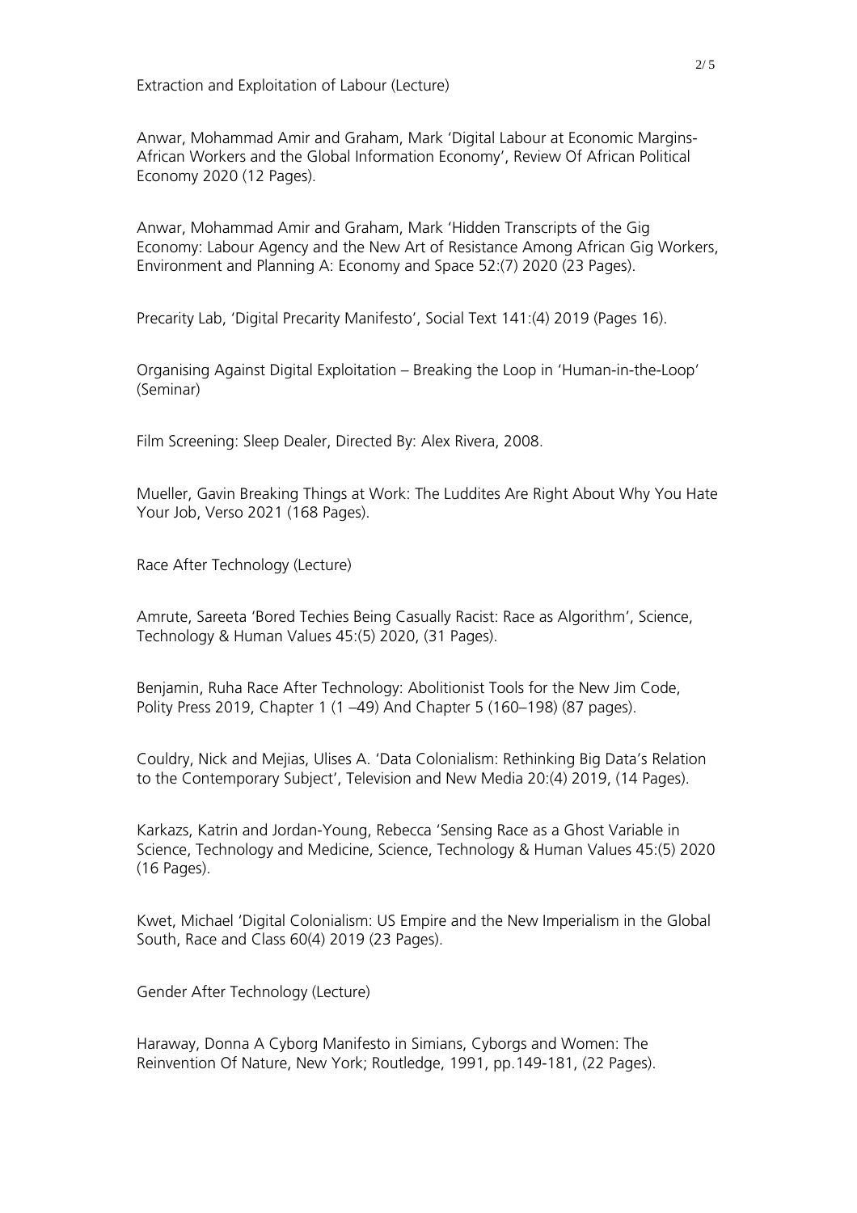Extraction and Exploitation of Labour (Lecture)

Anwar, Mohammad Amir and Graham, Mark 'Digital Labour at Economic Margins- African Workers and the Global Information Economy', Review Of African Political Economy 2020 (12 Pages).

Anwar, Mohammad Amir and Graham, Mark 'Hidden Transcripts of the Gig Economy: Labour Agency and the New Art of Resistance Among African Gig Workers, Environment and Planning A: Economy and Space 52:(7) 2020 (23 Pages).

Precarity Lab, 'Digital Precarity Manifesto', Social Text 141:(4) 2019 (Pages 16).

Organising Against Digital Exploitation – Breaking the Loop in 'Human-in-the-Loop' (Seminar)

Film Screening: Sleep Dealer, Directed By: Alex Rivera, 2008.

Mueller, Gavin Breaking Things at Work: The Luddites Are Right About Why You Hate Your Job, Verso 2021 (168 Pages).

Race After Technology (Lecture)

Amrute, Sareeta 'Bored Techies Being Casually Racist: Race as Algorithm', Science, Technology & Human Values 45:(5) 2020, (31 Pages).

Benjamin, Ruha Race After Technology: Abolitionist Tools for the New Jim Code, Polity Press 2019, Chapter 1 (1 –49) And Chapter 5 (160–198) (87 pages).

Couldry, Nick and Mejias, Ulises A. 'Data Colonialism: Rethinking Big Data's Relation to the Contemporary Subject', Television and New Media 20:(4) 2019, (14 Pages).

Karkazs, Katrin and Jordan-Young, Rebecca 'Sensing Race as a Ghost Variable in Science, Technology and Medicine, Science, Technology & Human Values 45:(5) 2020 (16 Pages).

Kwet, Michael 'Digital Colonialism: US Empire and the New Imperialism in the Global South, Race and Class 60(4) 2019 (23 Pages).

Gender After Technology (Lecture)

Haraway, Donna A Cyborg Manifesto in Simians, Cyborgs and Women: The Reinvention Of Nature, New York; Routledge, 1991, pp.149-181, (22 Pages).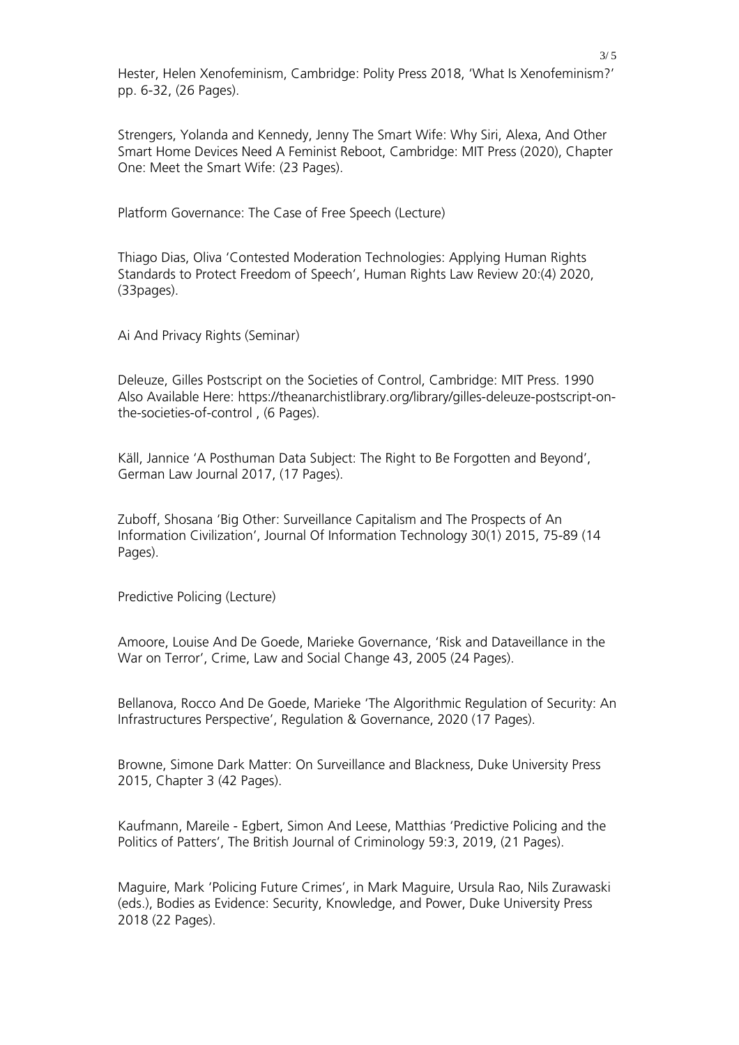Hester, Helen Xenofeminism, Cambridge: Polity Press 2018, 'What Is Xenofeminism?' pp. 6-32, (26 Pages).

Strengers, Yolanda and Kennedy, Jenny The Smart Wife: Why Siri, Alexa, And Other Smart Home Devices Need A Feminist Reboot, Cambridge: MIT Press (2020), Chapter One: Meet the Smart Wife: (23 Pages).

Platform Governance: The Case of Free Speech (Lecture)

Thiago Dias, Oliva 'Contested Moderation Technologies: Applying Human Rights Standards to Protect Freedom of Speech', Human Rights Law Review 20:(4) 2020, (33pages).

Ai And Privacy Rights (Seminar)

Deleuze, Gilles Postscript on the Societies of Control, Cambridge: MIT Press. 1990 Also Available Here: https://theanarchistlibrary.org/library/gilles-deleuze-postscript-on-the-societies-of-control , (6 Pages).

Käll, Jannice 'A Posthuman Data Subject: The Right to Be Forgotten and Beyond', German Law Journal 2017, (17 Pages).

Zuboff, Shosana 'Big Other: Surveillance Capitalism and The Prospects of An Information Civilization', Journal Of Information Technology 30(1) 2015, 75-89 (14 Pages).

Predictive Policing (Lecture)

Amoore, Louise And De Goede, Marieke Governance, 'Risk and Dataveillance in the War on Terror', Crime, Law and Social Change 43, 2005 (24 Pages).

Bellanova, Rocco And De Goede, Marieke 'The Algorithmic Regulation of Security: An Infrastructures Perspective', Regulation & Governance, 2020 (17 Pages).

Browne, Simone Dark Matter: On Surveillance and Blackness, Duke University Press 2015, Chapter 3 (42 Pages).

Kaufmann, Mareile - Egbert, Simon And Leese, Matthias 'Predictive Policing and the Politics of Patters', The British Journal of Criminology 59:3, 2019, (21 Pages).

Maguire, Mark 'Policing Future Crimes', in Mark Maguire, Ursula Rao, Nils Zurawaski (eds.), Bodies as Evidence: Security, Knowledge, and Power, Duke University Press 2018 (22 Pages).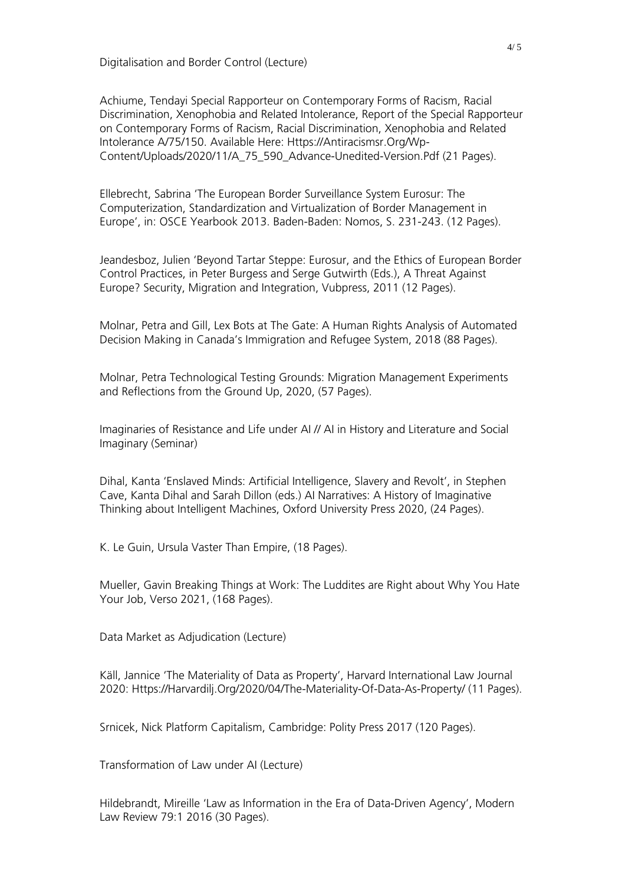Digitalisation and Border Control (Lecture)

Achiume, Tendayi Special Rapporteur on Contemporary Forms of Racism, Racial Discrimination, Xenophobia and Related Intolerance, Report of the Special Rapporteur on Contemporary Forms of Racism, Racial Discrimination, Xenophobia and Related Intolerance A/75/150. Available Here: Https://Antiracismsr.Org/Wp-Content/Uploads/2020/11/A_75_590_Advance-Unedited-Version.Pdf (21 Pages).

Ellebrecht, Sabrina 'The European Border Surveillance System Eurosur: The Computerization, Standardization and Virtualization of Border Management in Europe', in: OSCE Yearbook 2013. Baden-Baden: Nomos, S. 231-243. (12 Pages).

Jeandesboz, Julien 'Beyond Tartar Steppe: Eurosur, and the Ethics of European Border Control Practices, in Peter Burgess and Serge Gutwirth (Eds.), A Threat Against Europe? Security, Migration and Integration, Vubpress, 2011 (12 Pages).

Molnar, Petra and Gill, Lex Bots at The Gate: A Human Rights Analysis of Automated Decision Making in Canada's Immigration and Refugee System, 2018 (88 Pages).

Molnar, Petra Technological Testing Grounds: Migration Management Experiments and Reflections from the Ground Up, 2020, (57 Pages).

Imaginaries of Resistance and Life under AI // AI in History and Literature and Social Imaginary (Seminar)

Dihal, Kanta 'Enslaved Minds: Artificial Intelligence, Slavery and Revolt', in Stephen Cave, Kanta Dihal and Sarah Dillon (eds.) AI Narratives: A History of Imaginative Thinking about Intelligent Machines, Oxford University Press 2020, (24 Pages).

K. Le Guin, Ursula Vaster Than Empire, (18 Pages).

Mueller, Gavin Breaking Things at Work: The Luddites are Right about Why You Hate Your Job, Verso 2021, (168 Pages).

Data Market as Adjudication (Lecture)

Käll, Jannice 'The Materiality of Data as Property', Harvard International Law Journal 2020: Https://Harvardilj.Org/2020/04/The-Materiality-Of-Data-As-Property/ (11 Pages).

Srnicek, Nick Platform Capitalism, Cambridge: Polity Press 2017 (120 Pages).

Transformation of Law under AI (Lecture)

Hildebrandt, Mireille 'Law as Information in the Era of Data-Driven Agency', Modern Law Review 79:1 2016 (30 Pages).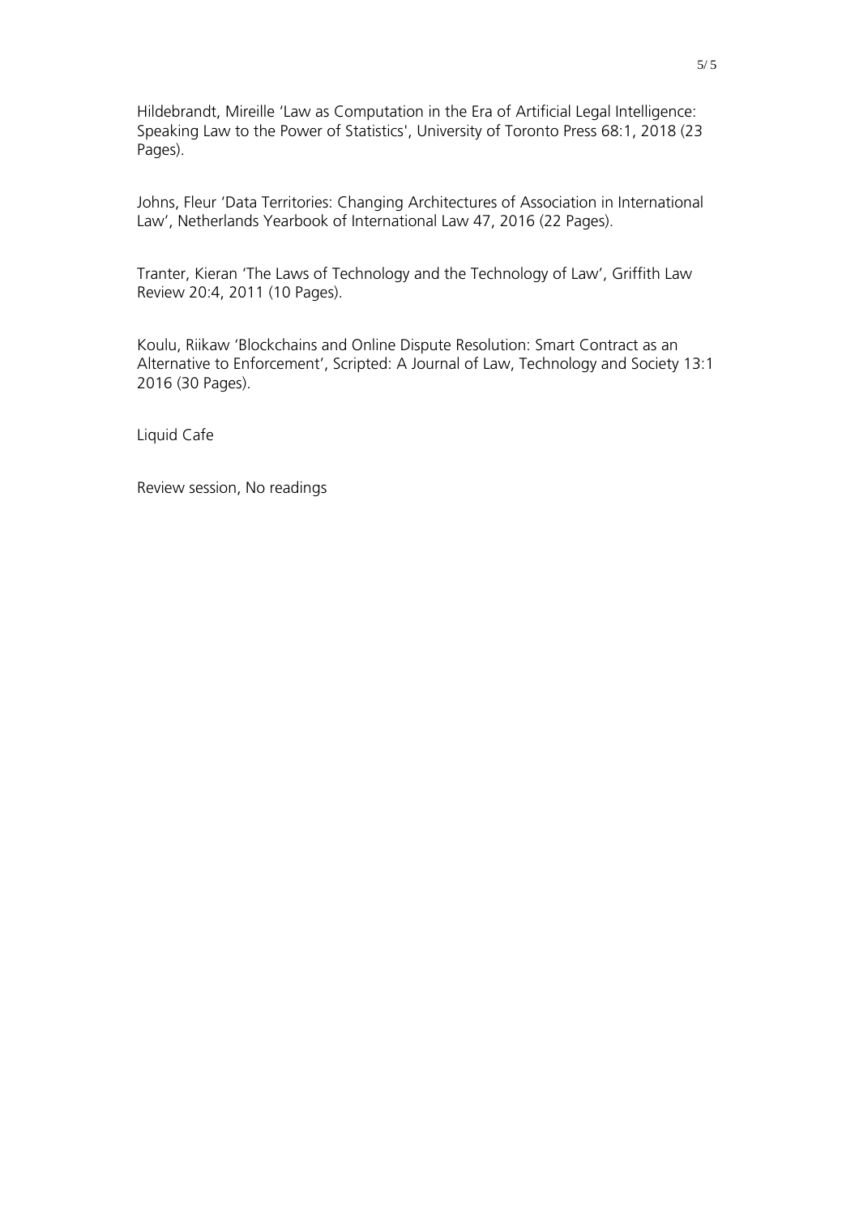Hildebrandt, Mireille 'Law as Computation in the Era of Artificial Legal Intelligence: Speaking Law to the Power of Statistics', University of Toronto Press 68:1, 2018 (23 Pages).

Johns, Fleur 'Data Territories: Changing Architectures of Association in International Law', Netherlands Yearbook of International Law 47, 2016 (22 Pages).

Tranter, Kieran 'The Laws of Technology and the Technology of Law', Griffith Law Review 20:4, 2011 (10 Pages).

Koulu, Riikaw 'Blockchains and Online Dispute Resolution: Smart Contract as an Alternative to Enforcement', Scripted: A Journal of Law, Technology and Society 13:1 2016 (30 Pages).

Liquid Cafe

Review session, No readings